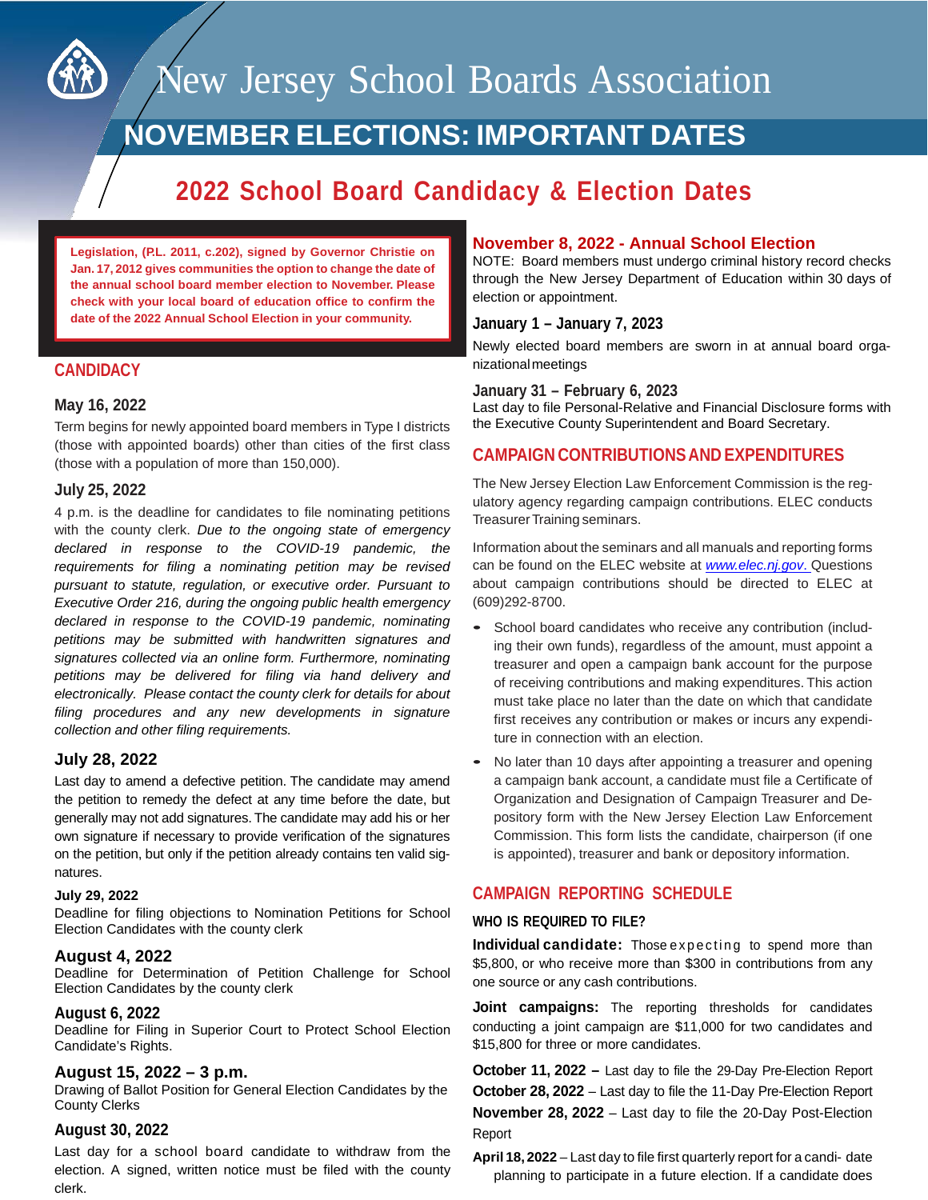# New Jersey School Boards Association

## NOVEMBER ELECTIONS: IMPORTANT DATES

## 2022 School Board Candidacy & Election Dates

**Legislation, (P.L. 2011, c.202), signed by Governor Christie on Jan. 17, 2012 gives communities the option to change the date of the annual school board member election to November. Please check with your local board of education office to confirm the date of the 2022 Annual School Election in your community.**

### CANDIDACY

#### May 16, 2022

Term begins for newly appointed board members in Type I districts (those with appointed boards) other than cities of the first class (those with a population of more than 150,000).

#### July 25, 2022

4 p.m. is the deadline for candidates to file nominating petitions with the county clerk. *Due to the ongoing state of emergency declared in response to the COVID-19 pandemic, the requirements for filing a nominating petition may be revised pursuant to statute, regulation, or executive order. Pursuant to Executive Order 216, during the ongoing public health emergency declared in response to the COVID-19 pandemic, nominating petitions may be submitted with handwritten signatures and signatures collected via an online form. Furthermore, nominating petitions may be delivered for filing via hand delivery and electronically. Please contact the county clerk for details for about filing procedures and any new developments in signature collection and other filing requirements.*

#### July 28, 2022

Last day to amend a defective petition. The candidate may amend the petition to remedy the defect at any time before the date, but generally may not add signatures. The candidate may add his or her own signature if necessary to provide verification of the signatures on the petition, but only if the petition already contains ten valid signatures.

#### July 29, 2022

Deadline for filing objections to Nomination Petitions for School Election Candidates with the county clerk

#### August 4, 2022

Deadline for Determination of Petition Challenge for School Election Candidates by the county clerk

#### August 6, 2022

Deadline for Filing in Superior Court to Protect School Election Candidate's Rights.

#### August 15, 2022 – 3 p.m.

Drawing of Ballot Position for General Election Candidates by the County Clerks

#### August 30, 2022

Last day for a school board candidate to withdraw from the election. A signed, written notice must be filed with the county clerk.

#### November 8, 2022 - Annual School Election

NOTE: Board members must undergo criminal history record checks through the New Jersey Department of Education within 30 days of election or appointment.

#### January 1 – January 7, 2023

Newly elected board members are sworn in at annual board organizational meetings

#### January 31 – February 6, 2023

Last day to file Personal-Relative and Financial Disclosure forms with the Executive County Superintendent and Board Secretary.

### CAMPAIGN CONTRIBUTIONS AND EXPENDITURES

The New Jersey Election Law Enforcement Commission is the regulatory agency regarding campaign contributions. ELEC conducts Treasurer Training seminars.

Information about the seminars and all manuals and reporting forms can be found on the ELEC website at [www.elec.nj.gov](http://www.elec.nj.gov). Questions about campaign contributions should be directed to ELEC at (609)292-8700.

- School board candidates who receive any contribution (including their own funds), regardless of the amount, must appoint a treasurer and open a campaign bank account for the purpose of receiving contributions and making expenditures. This action must take place no later than the date on which that candidate first receives any contribution or makes or incurs any expenditure in connection with an election.
- No later than 10 days after appointing a treasurer and opening a campaign bank account, a candidate must file a Certificate of Organization and Designation of Campaign Treasurer and Depository form with the New Jersey Election Law Enforcement Commission. This form lists the candidate, chairperson (if one is appointed), treasurer and bank or depository information.

### CAMPAIGN REPORTING SCHEDULE

#### WHO IS REQUIRED TO FILE?

**Individual candidate:** Those expecting to spend more than $5,800, or who receive more than $300 in contributions from any one source or any cash contributions.

**Joint campaigns:** The reporting thresholds for candidates conducting a joint campaign are $11,000 for two candidates and $15,800 for three or more candidates.

**October 11, 2022 –** Last day to file the 29-Day Pre-Election Report
**October 28, 2022** – Last day to file the 11-Day Pre-Election Report
**November 28, 2022** – Last day to file the 20-Day Post-Election Report

**April 18, 2022** – Last day to file first quarterly report for a candi- date planning to participate in a future election. If a candidate does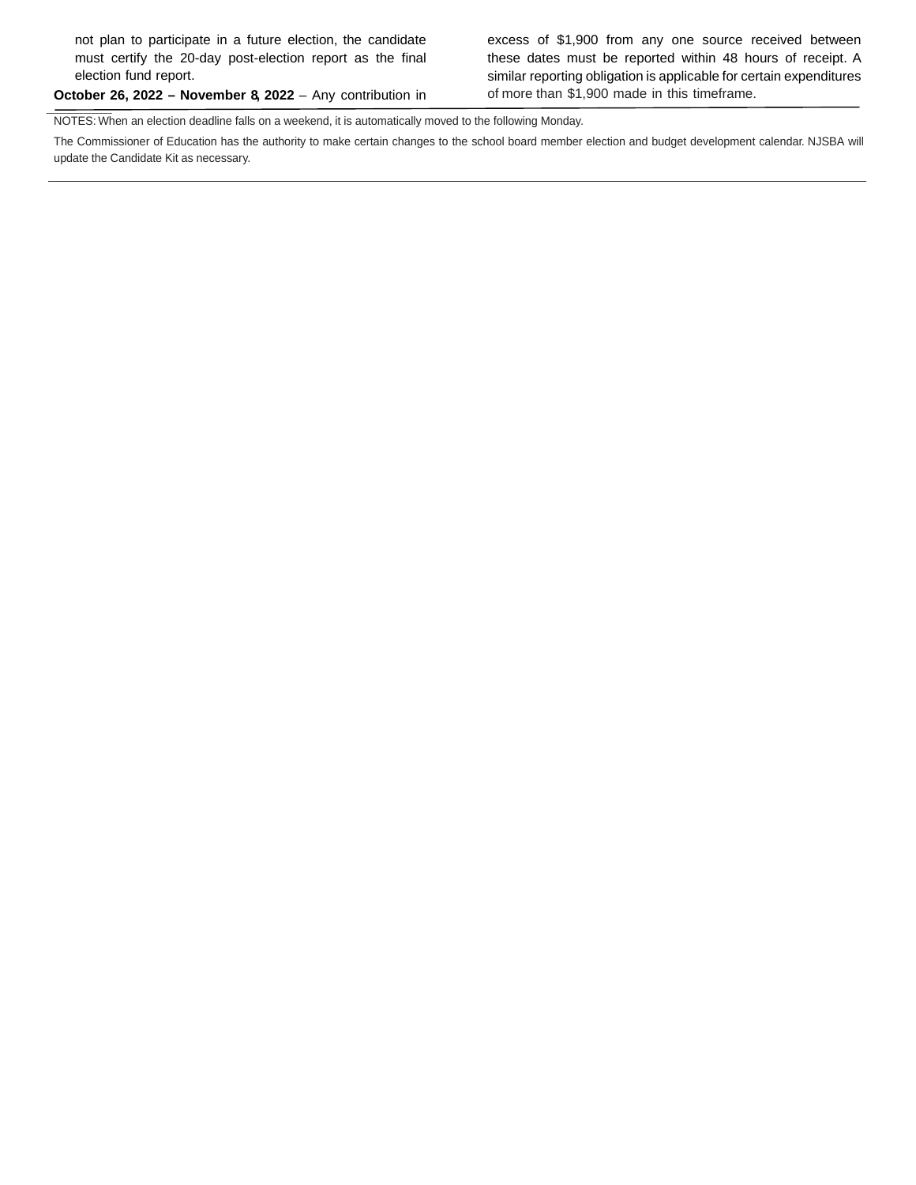not plan to participate in a future election, the candidate must certify the 20-day post-election report as the final election fund report.

**October 26, 2022 – November 8, 2022** – Any contribution in excess of $1,900 from any one source received between these dates must be reported within 48 hours of receipt. A similar reporting obligation is applicable for certain expenditures of more than $1,900 made in this timeframe.

NOTES: When an election deadline falls on a weekend, it is automatically moved to the following Monday.

The Commissioner of Education has the authority to make certain changes to the school board member election and budget development calendar. NJSBA will update the Candidate Kit as necessary.